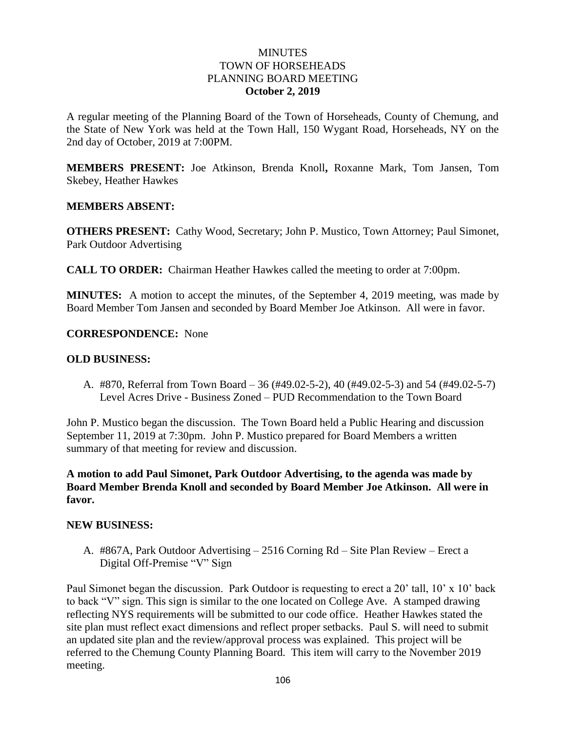# MINUTES
# TOWN OF HORSEHEADS
# PLANNING BOARD MEETING
# October 2, 2019

A regular meeting of the Planning Board of the Town of Horseheads, County of Chemung, and the State of New York was held at the Town Hall, 150 Wygant Road, Horseheads, NY on the 2nd day of October, 2019 at 7:00PM.

**MEMBERS PRESENT:** Joe Atkinson, Brenda Knoll**,** Roxanne Mark, Tom Jansen, Tom Skebey, Heather Hawkes

**MEMBERS ABSENT:**

**OTHERS PRESENT:** Cathy Wood, Secretary; John P. Mustico, Town Attorney; Paul Simonet, Park Outdoor Advertising

**CALL TO ORDER:** Chairman Heather Hawkes called the meeting to order at 7:00pm.

**MINUTES:** A motion to accept the minutes, of the September 4, 2019 meeting, was made by Board Member Tom Jansen and seconded by Board Member Joe Atkinson. All were in favor.

**CORRESPONDENCE:** None

**OLD BUSINESS:**

A. #870, Referral from Town Board – 36 (#49.02-5-2), 40 (#49.02-5-3) and 54 (#49.02-5-7) Level Acres Drive - Business Zoned – PUD Recommendation to the Town Board

John P. Mustico began the discussion. The Town Board held a Public Hearing and discussion September 11, 2019 at 7:30pm. John P. Mustico prepared for Board Members a written summary of that meeting for review and discussion.

**A motion to add Paul Simonet, Park Outdoor Advertising, to the agenda was made by Board Member Brenda Knoll and seconded by Board Member Joe Atkinson. All were in favor.**

**NEW BUSINESS:**

A. #867A, Park Outdoor Advertising – 2516 Corning Rd – Site Plan Review – Erect a Digital Off-Premise "V" Sign

Paul Simonet began the discussion. Park Outdoor is requesting to erect a 20' tall, 10' x 10' back to back "V" sign. This sign is similar to the one located on College Ave. A stamped drawing reflecting NYS requirements will be submitted to our code office. Heather Hawkes stated the site plan must reflect exact dimensions and reflect proper setbacks. Paul S. will need to submit an updated site plan and the review/approval process was explained. This project will be referred to the Chemung County Planning Board. This item will carry to the November 2019 meeting.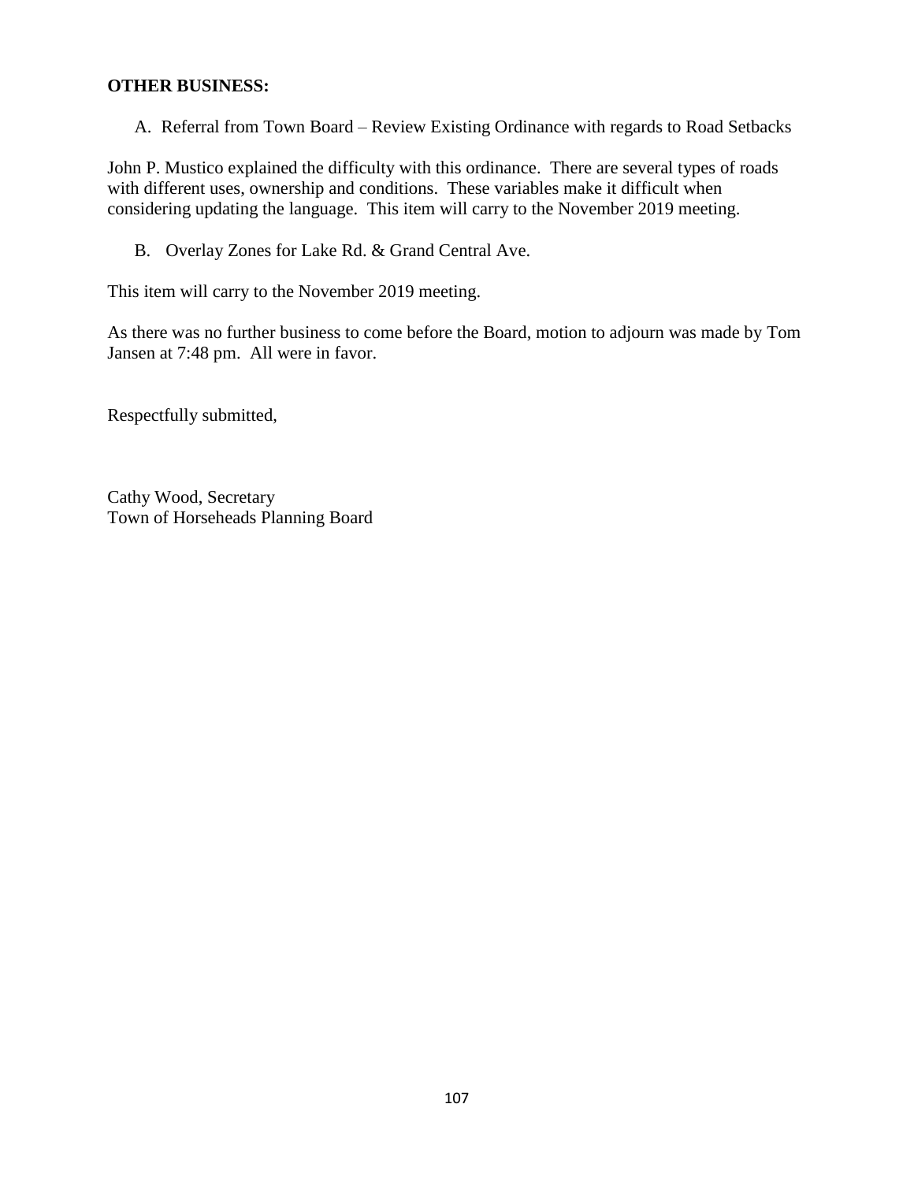**OTHER BUSINESS:**

A. Referral from Town Board – Review Existing Ordinance with regards to Road Setbacks

John P. Mustico explained the difficulty with this ordinance. There are several types of roads with different uses, ownership and conditions. These variables make it difficult when considering updating the language. This item will carry to the November 2019 meeting.

B. Overlay Zones for Lake Rd. & Grand Central Ave.

This item will carry to the November 2019 meeting.

As there was no further business to come before the Board, motion to adjourn was made by Tom Jansen at 7:48 pm. All were in favor.

Respectfully submitted,

Cathy Wood, Secretary
Town of Horseheads Planning Board